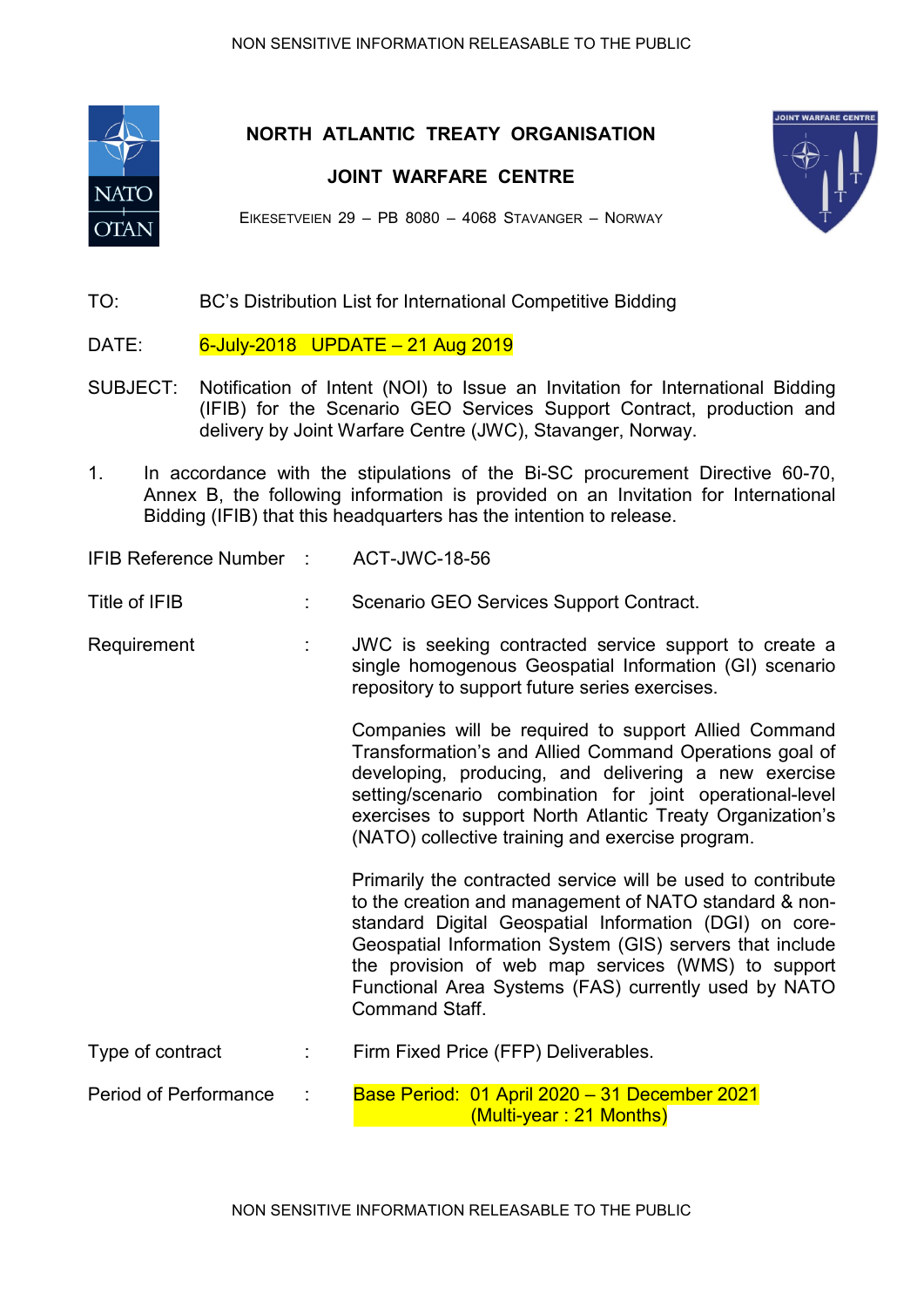# NORTH ATLANTIC TREATY ORGANISATION

## JOINT WARFARE CENTRE

EIKESETVEIEN 29 – PB 8080 – 4068 STAVANGER – NORWAY

TO: BC's Distribution List for International Competitive Bidding

DATE: 6-July-2018 UPDATE – 21 Aug 2019

SUBJECT: Notification of Intent (NOI) to Issue an Invitation for International Bidding (IFIB) for the Scenario GEO Services Support Contract, production and delivery by Joint Warfare Centre (JWC), Stavanger, Norway.

1. In accordance with the stipulations of the Bi-SC procurement Directive 60-70, Annex B, the following information is provided on an Invitation for International Bidding (IFIB) that this headquarters has the intention to release.

IFIB Reference Number : ACT-JWC-18-56

Title of IFIB : Scenario GEO Services Support Contract.

Requirement : JWC is seeking contracted service support to create a single homogenous Geospatial Information (GI) scenario repository to support future series exercises.

Companies will be required to support Allied Command Transformation's and Allied Command Operations goal of developing, producing, and delivering a new exercise setting/scenario combination for joint operational-level exercises to support North Atlantic Treaty Organization's (NATO) collective training and exercise program.

Primarily the contracted service will be used to contribute to the creation and management of NATO standard & non-standard Digital Geospatial Information (DGI) on core-Geospatial Information System (GIS) servers that include the provision of web map services (WMS) to support Functional Area Systems (FAS) currently used by NATO Command Staff.

Type of contract : Firm Fixed Price (FFP) Deliverables.

Period of Performance : Base Period: 01 April 2020 – 31 December 2021 (Multi-year : 21 Months)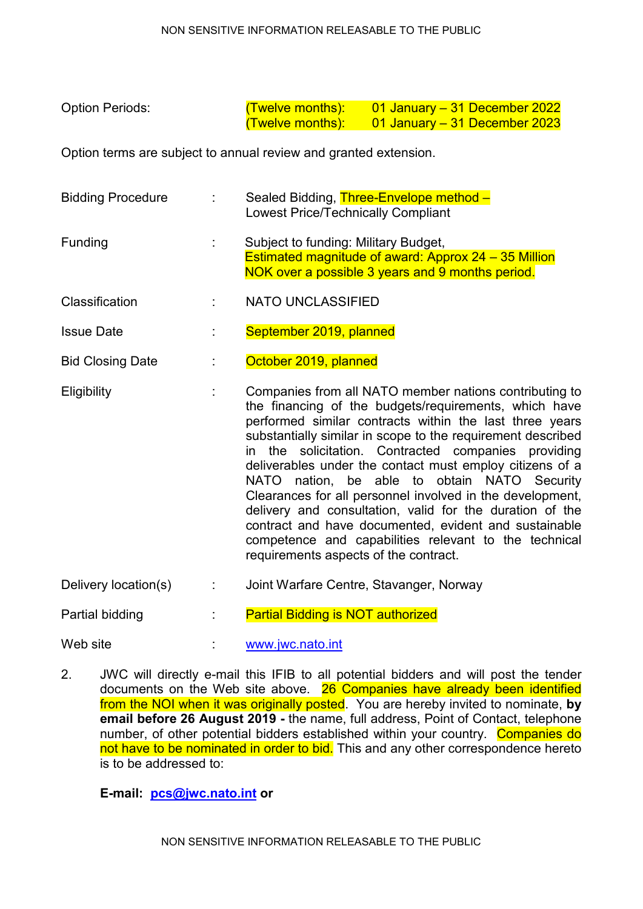| | | |
|---|---|---|
| Option Periods: | | (Twelve months): 01 January – 31 December 2022<br>(Twelve months): 01 January – 31 December 2023 |

Option terms are subject to annual review and granted extension.

| | | |
|---|---|---|
| Bidding Procedure | : | Sealed Bidding, Three-Envelope method – Lowest Price/Technically Compliant |
| Funding | : | Subject to funding: Military Budget, Estimated magnitude of award: Approx 24 – 35 Million NOK over a possible 3 years and 9 months period. |
| Classification | : | NATO UNCLASSIFIED |
| Issue Date | : | September 2019, planned |
| Bid Closing Date | : | October 2019, planned |
| Eligibility | : | Companies from all NATO member nations contributing to the financing of the budgets/requirements, which have performed similar contracts within the last three years substantially similar in scope to the requirement described in the solicitation. Contracted companies providing deliverables under the contact must employ citizens of a NATO nation, be able to obtain NATO Security Clearances for all personnel involved in the development, delivery and consultation, valid for the duration of the contract and have documented, evident and sustainable competence and capabilities relevant to the technical requirements aspects of the contract. |
| Delivery location(s) | : | Joint Warfare Centre, Stavanger, Norway |
| Partial bidding | : | Partial Bidding is NOT authorized |
| Web site | : | www.jwc.nato.int |

2. JWC will directly e-mail this IFIB to all potential bidders and will post the tender documents on the Web site above. 26 Companies have already been identified from the NOI when it was originally posted. You are hereby invited to nominate, **by email before 26 August 2019 -** the name, full address, Point of Contact, telephone number, of other potential bidders established within your country. Companies do not have to be nominated in order to bid. This and any other correspondence hereto is to be addressed to:

**E-mail: pcs@jwc.nato.int or**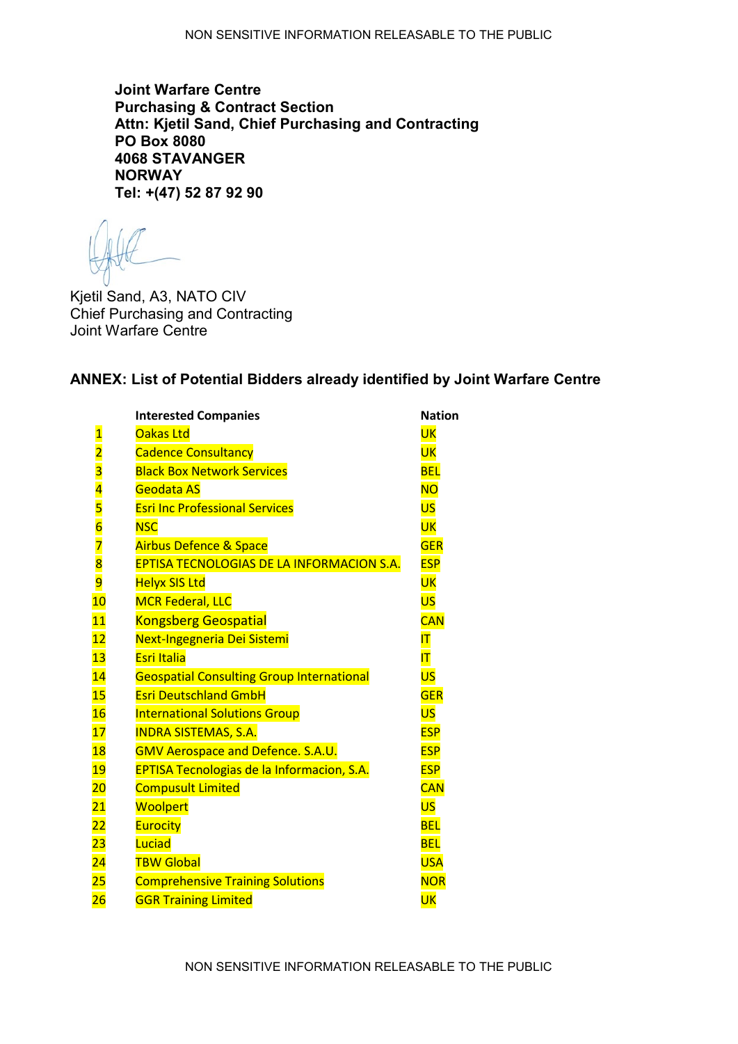**Joint Warfare Centre**
**Purchasing & Contract Section**
**Attn: Kjetil Sand, Chief Purchasing and Contracting**
**PO Box 8080**
**4068 STAVANGER**
**NORWAY**
**Tel: +(47) 52 87 92 90**

Kjetil Sand, A3, NATO CIV
Chief Purchasing and Contracting
Joint Warfare Centre

## ANNEX: List of Potential Bidders already identified by Joint Warfare Centre

| | Interested Companies | Nation |
|---|---|---|
| 1 | Oakas Ltd | UK |
| 2 | Cadence Consultancy | UK |
| 3 | Black Box Network Services | BEL |
| 4 | Geodata AS | NO |
| 5 | Esri Inc Professional Services | US |
| 6 | NSC | UK |
| 7 | Airbus Defence & Space | GER |
| 8 | EPTISA TECNOLOGIAS DE LA INFORMACION S.A. | ESP |
| 9 | Helyx SIS Ltd | UK |
| 10 | MCR Federal, LLC | US |
| 11 | Kongsberg Geospatial | CAN |
| 12 | Next-Ingegneria Dei Sistemi | IT |
| 13 | Esri Italia | IT |
| 14 | Geospatial Consulting Group International | US |
| 15 | Esri Deutschland GmbH | GER |
| 16 | International Solutions Group | US |
| 17 | INDRA SISTEMAS, S.A. | ESP |
| 18 | GMV Aerospace and Defence. S.A.U. | ESP |
| 19 | EPTISA Tecnologias de la Informacion, S.A. | ESP |
| 20 | Compusult Limited | CAN |
| 21 | Woolpert | US |
| 22 | Eurocity | BEL |
| 23 | Luciad | BEL |
| 24 | TBW Global | USA |
| 25 | Comprehensive Training Solutions | NOR |
| 26 | GGR Training Limited | UK |